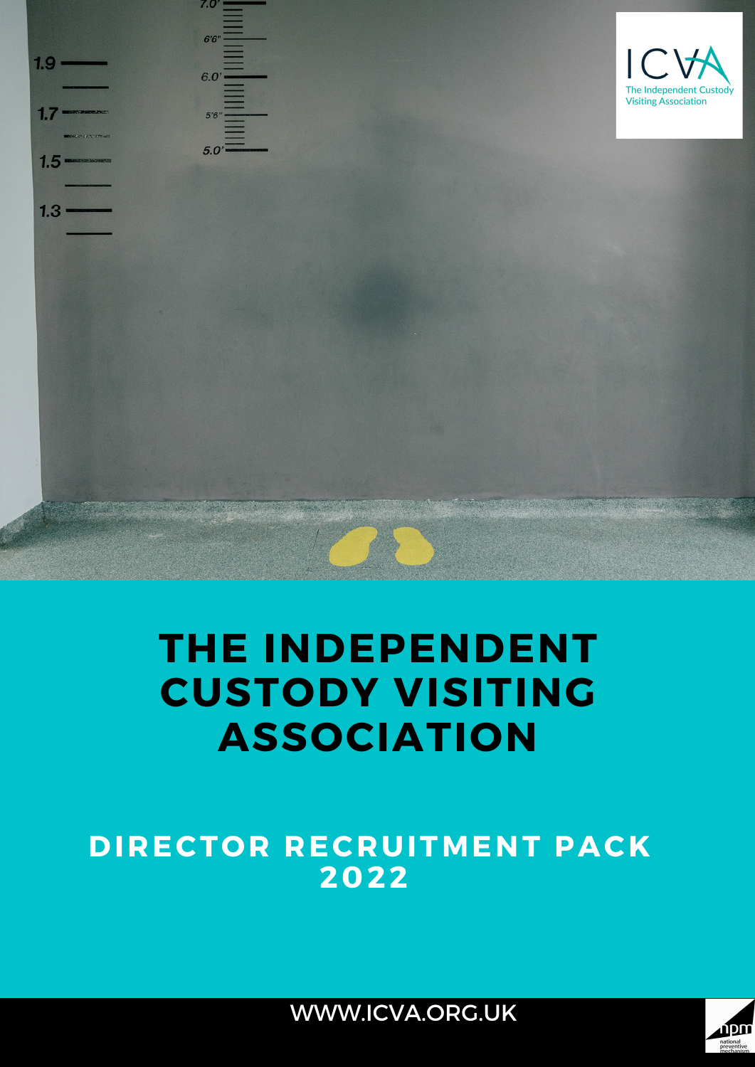# THE INDEPENDENT CUSTODY VISITING ASSOCIATION

## DIRECTOR RECRUITMENT PACK 2022

WWW.ICVA.ORG.UK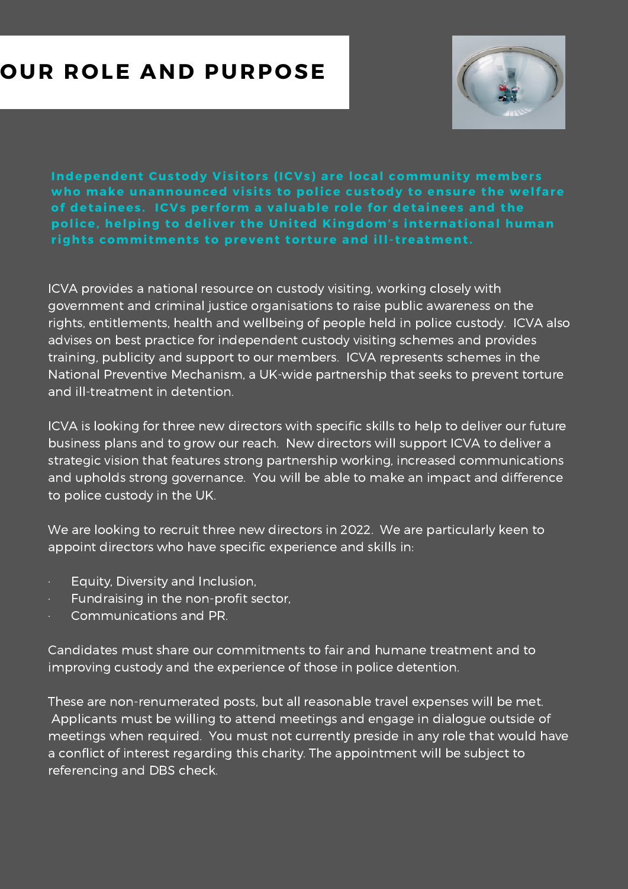# OUR ROLE AND PURPOSE

**Independent Custody Visitors (ICVs) are local community members who make unannounced visits to police custody to ensure the welfare of detainees. ICVs perform a valuable role for detainees and the police, helping to deliver the United Kingdom's international human rights commitments to prevent torture and ill-treatment.**

ICVA provides a national resource on custody visiting, working closely with government and criminal justice organisations to raise public awareness on the rights, entitlements, health and wellbeing of people held in police custody. ICVA also advises on best practice for independent custody visiting schemes and provides training, publicity and support to our members. ICVA represents schemes in the National Preventive Mechanism, a UK-wide partnership that seeks to prevent torture and ill-treatment in detention.

ICVA is looking for three new directors with specific skills to help to deliver our future business plans and to grow our reach. New directors will support ICVA to deliver a strategic vision that features strong partnership working, increased communications and upholds strong governance. You will be able to make an impact and difference to police custody in the UK.

We are looking to recruit three new directors in 2022. We are particularly keen to appoint directors who have specific experience and skills in:

- Equity, Diversity and Inclusion,
- Fundraising in the non-profit sector,
- Communications and PR.

Candidates must share our commitments to fair and humane treatment and to improving custody and the experience of those in police detention.

These are non-renumerated posts, but all reasonable travel expenses will be met. Applicants must be willing to attend meetings and engage in dialogue outside of meetings when required. You must not currently preside in any role that would have a conflict of interest regarding this charity. The appointment will be subject to referencing and DBS check.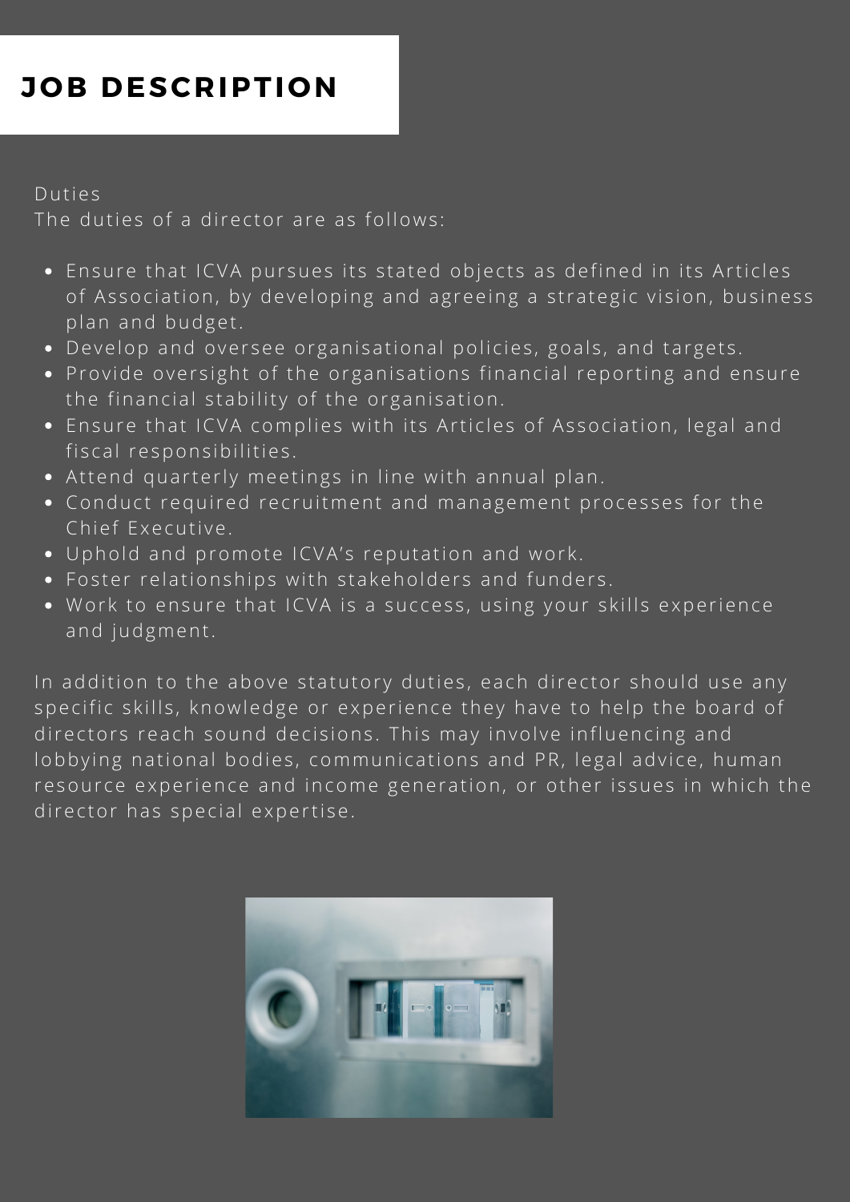# JOB DESCRIPTION

Duties

The duties of a director are as follows:

- Ensure that ICVA pursues its stated objects as defined in its Articles of Association, by developing and agreeing a strategic vision, business plan and budget.
- Develop and oversee organisational policies, goals, and targets.
- Provide oversight of the organisations financial reporting and ensure the financial stability of the organisation.
- Ensure that ICVA complies with its Articles of Association, legal and fiscal responsibilities.
- Attend quarterly meetings in line with annual plan.
- Conduct required recruitment and management processes for the Chief Executive.
- Uphold and promote ICVA's reputation and work.
- Foster relationships with stakeholders and funders.
- Work to ensure that ICVA is a success, using your skills experience and judgment.

In addition to the above statutory duties, each director should use any specific skills, knowledge or experience they have to help the board of directors reach sound decisions. This may involve influencing and lobbying national bodies, communications and PR, legal advice, human resource experience and income generation, or other issues in which the director has special expertise.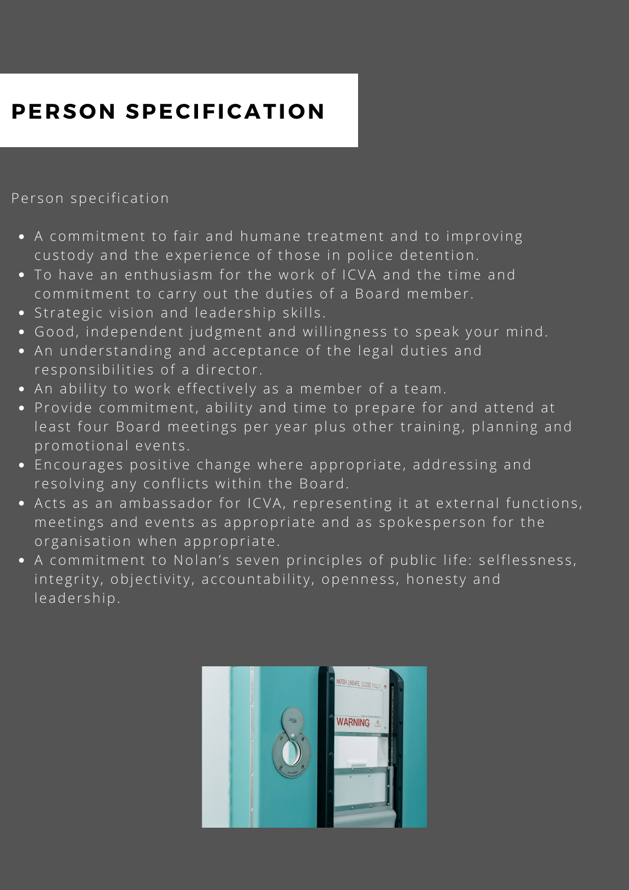# PERSON SPECIFICATION

Person specification

- A commitment to fair and humane treatment and to improving custody and the experience of those in police detention.
- To have an enthusiasm for the work of ICVA and the time and commitment to carry out the duties of a Board member.
- Strategic vision and leadership skills.
- Good, independent judgment and willingness to speak your mind.
- An understanding and acceptance of the legal duties and responsibilities of a director.
- An ability to work effectively as a member of a team.
- Provide commitment, ability and time to prepare for and attend at least four Board meetings per year plus other training, planning and promotional events.
- Encourages positive change where appropriate, addressing and resolving any conflicts within the Board.
- Acts as an ambassador for ICVA, representing it at external functions, meetings and events as appropriate and as spokesperson for the organisation when appropriate.
- A commitment to Nolan's seven principles of public life: selflessness, integrity, objectivity, accountability, openness, honesty and leadership.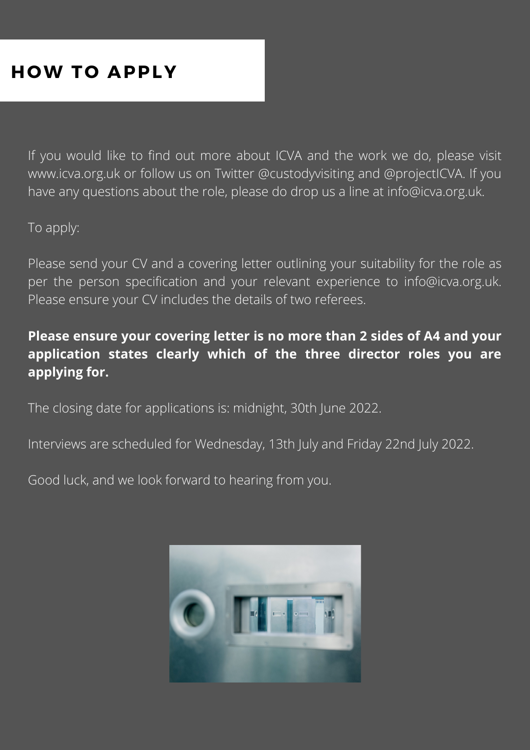# HOW TO APPLY

If you would like to find out more about ICVA and the work we do, please visit www.icva.org.uk or follow us on Twitter @custodyvisiting and @projectICVA. If you have any questions about the role, please do drop us a line at info@icva.org.uk.

To apply:

Please send your CV and a covering letter outlining your suitability for the role as per the person specification and your relevant experience to info@icva.org.uk. Please ensure your CV includes the details of two referees.

**Please ensure your covering letter is no more than 2 sides of A4 and your application states clearly which of the three director roles you are applying for.**

The closing date for applications is: midnight, 30th June 2022.

Interviews are scheduled for Wednesday, 13th July and Friday 22nd July 2022.

Good luck, and we look forward to hearing from you.